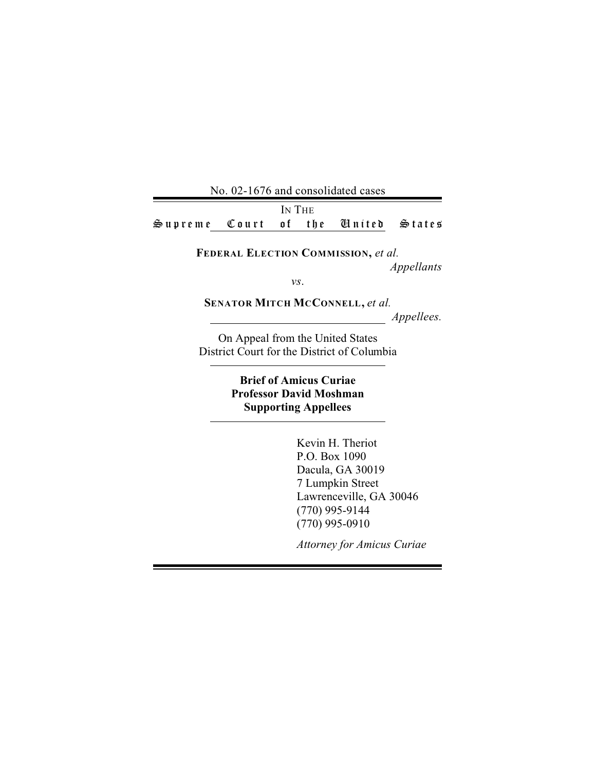No. 02-1676 and consolidated cases

IN THE

# Supreme Court of the United States

**FEDERAL ELECTION COMMISSION,** *et al.*

*Appellants*

*vs*.

**SENATOR MITCH MCCONNELL,** *et al.*

*Appellees.*

On Appeal from the United States District Court for the District of Columbia

**Brief of Amicus Curiae**
**Professor David Moshman**
**Supporting Appellees**

Kevin H. Theriot
P.O. Box 1090
Dacula, GA 30019
7 Lumpkin Street
Lawrenceville, GA 30046
(770) 995-9144
(770) 995-0910

*Attorney for Amicus Curiae*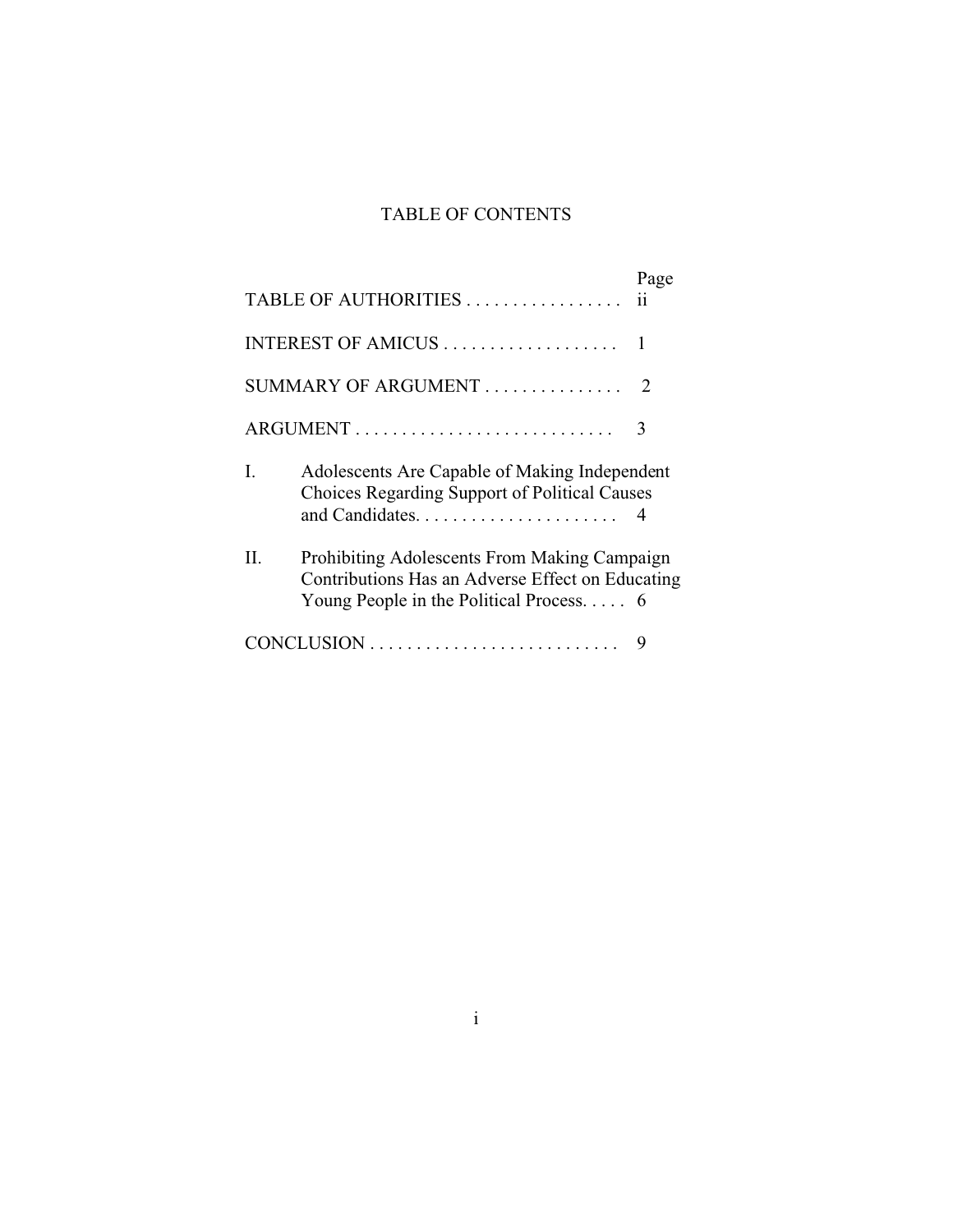# TABLE OF CONTENTS

| | Page |
|---|---|
| TABLE OF AUTHORITIES | ii |
| INTEREST OF AMICUS | 1 |
| SUMMARY OF ARGUMENT | 2 |
| ARGUMENT | 3 |
| I. Adolescents Are Capable of Making Independent Choices Regarding Support of Political Causes and Candidates. | 4 |
| II. Prohibiting Adolescents From Making Campaign Contributions Has an Adverse Effect on Educating Young People in the Political Process. | 6 |
| CONCLUSION | 9 |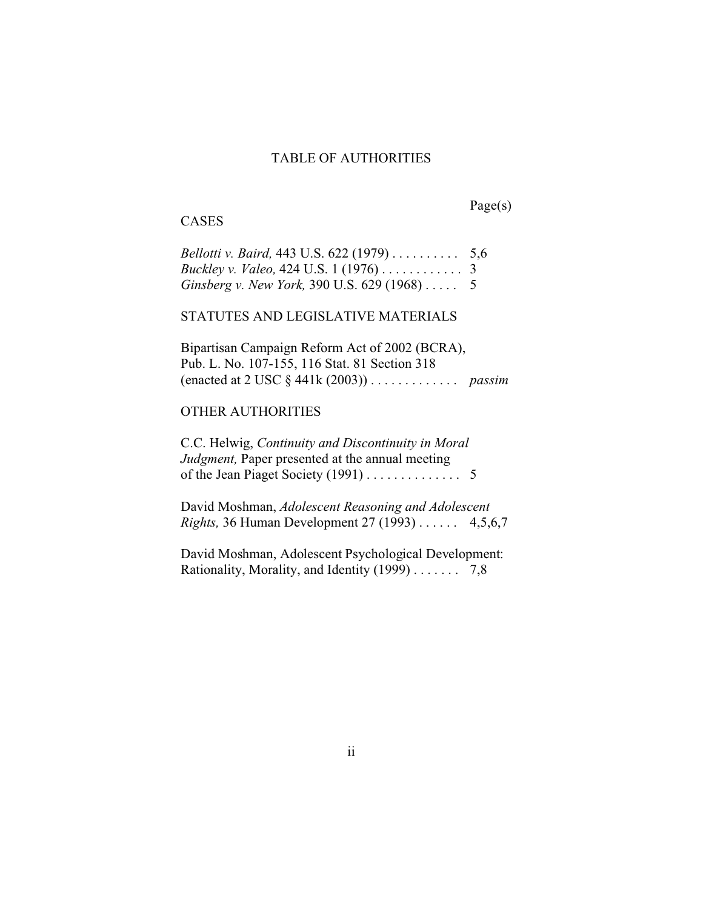# TABLE OF AUTHORITIES

Page(s)

## CASES

*Bellotti v. Baird,* 443 U.S. 622 (1979) . . . . . . . . . . 5,6
*Buckley v. Valeo,* 424 U.S. 1 (1976) . . . . . . . . . . . . 3
*Ginsberg v. New York,* 390 U.S. 629 (1968) . . . . . 5

## STATUTES AND LEGISLATIVE MATERIALS

Bipartisan Campaign Reform Act of 2002 (BCRA), Pub. L. No. 107-155, 116 Stat. 81 Section 318 (enacted at 2 USC § 441k (2003)) . . . . . . . . . . . . . *passim*

## OTHER AUTHORITIES

C.C. Helwig, *Continuity and Discontinuity in Moral Judgment,* Paper presented at the annual meeting of the Jean Piaget Society (1991) . . . . . . . . . . . . . . 5

David Moshman, *Adolescent Reasoning and Adolescent Rights,* 36 Human Development 27 (1993) . . . . . . 4,5,6,7

David Moshman, Adolescent Psychological Development: Rationality, Morality, and Identity (1999) . . . . . . . 7,8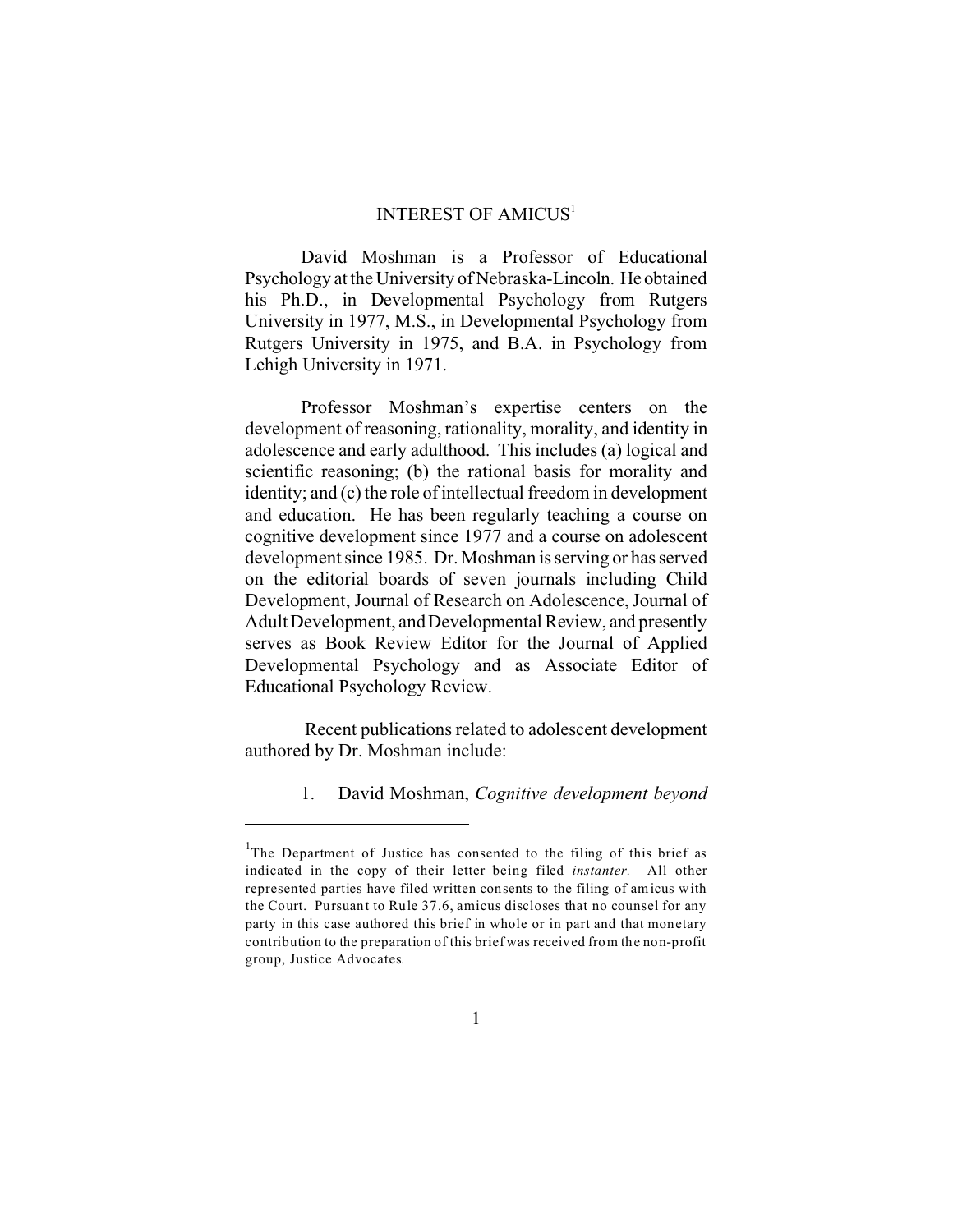## INTEREST OF AMICUS[1]

David Moshman is a Professor of Educational Psychology at the University of Nebraska-Lincoln. He obtained his Ph.D., in Developmental Psychology from Rutgers University in 1977, M.S., in Developmental Psychology from Rutgers University in 1975, and B.A. in Psychology from Lehigh University in 1971.

Professor Moshman's expertise centers on the development of reasoning, rationality, morality, and identity in adolescence and early adulthood. This includes (a) logical and scientific reasoning; (b) the rational basis for morality and identity; and (c) the role of intellectual freedom in development and education. He has been regularly teaching a course on cognitive development since 1977 and a course on adolescent development since 1985. Dr. Moshman is serving or has served on the editorial boards of seven journals including Child Development, Journal of Research on Adolescence, Journal of Adult Development, and Developmental Review, and presently serves as Book Review Editor for the Journal of Applied Developmental Psychology and as Associate Editor of Educational Psychology Review.

Recent publications related to adolescent development authored by Dr. Moshman include:

1. David Moshman, *Cognitive development beyond*

---

[1] The Department of Justice has consented to the filing of this brief as indicated in the copy of their letter being filed *instanter*. All other represented parties have filed written consents to the filing of amicus with the Court. Pursuant to Rule 37.6, amicus discloses that no counsel for any party in this case authored this brief in whole or in part and that monetary contribution to the preparation of this brief was received from the non-profit group, Justice Advocates.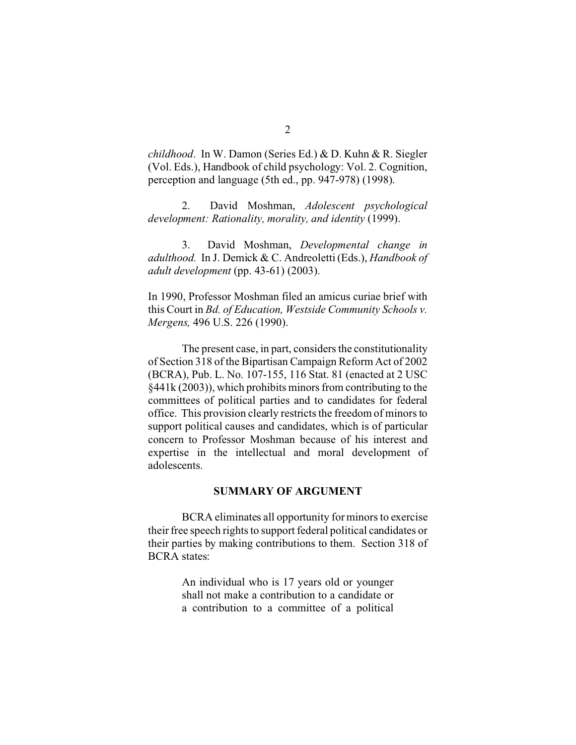*childhood*. In W. Damon (Series Ed.) & D. Kuhn & R. Siegler (Vol. Eds.), Handbook of child psychology: Vol. 2. Cognition, perception and language (5th ed., pp. 947-978) (1998).

2. David Moshman, *Adolescent psychological development: Rationality, morality, and identity* (1999).

3. David Moshman, *Developmental change in adulthood.* In J. Demick & C. Andreoletti (Eds.), *Handbook of adult development* (pp. 43-61) (2003).

In 1990, Professor Moshman filed an amicus curiae brief with this Court in *Bd. of Education, Westside Community Schools v. Mergens,* 496 U.S. 226 (1990).

The present case, in part, considers the constitutionality of Section 318 of the Bipartisan Campaign Reform Act of 2002 (BCRA), Pub. L. No. 107-155, 116 Stat. 81 (enacted at 2 USC §441k (2003)), which prohibits minors from contributing to the committees of political parties and to candidates for federal office. This provision clearly restricts the freedom of minors to support political causes and candidates, which is of particular concern to Professor Moshman because of his interest and expertise in the intellectual and moral development of adolescents.

## SUMMARY OF ARGUMENT

BCRA eliminates all opportunity for minors to exercise their free speech rights to support federal political candidates or their parties by making contributions to them. Section 318 of BCRA states:

> An individual who is 17 years old or younger shall not make a contribution to a candidate or a contribution to a committee of a political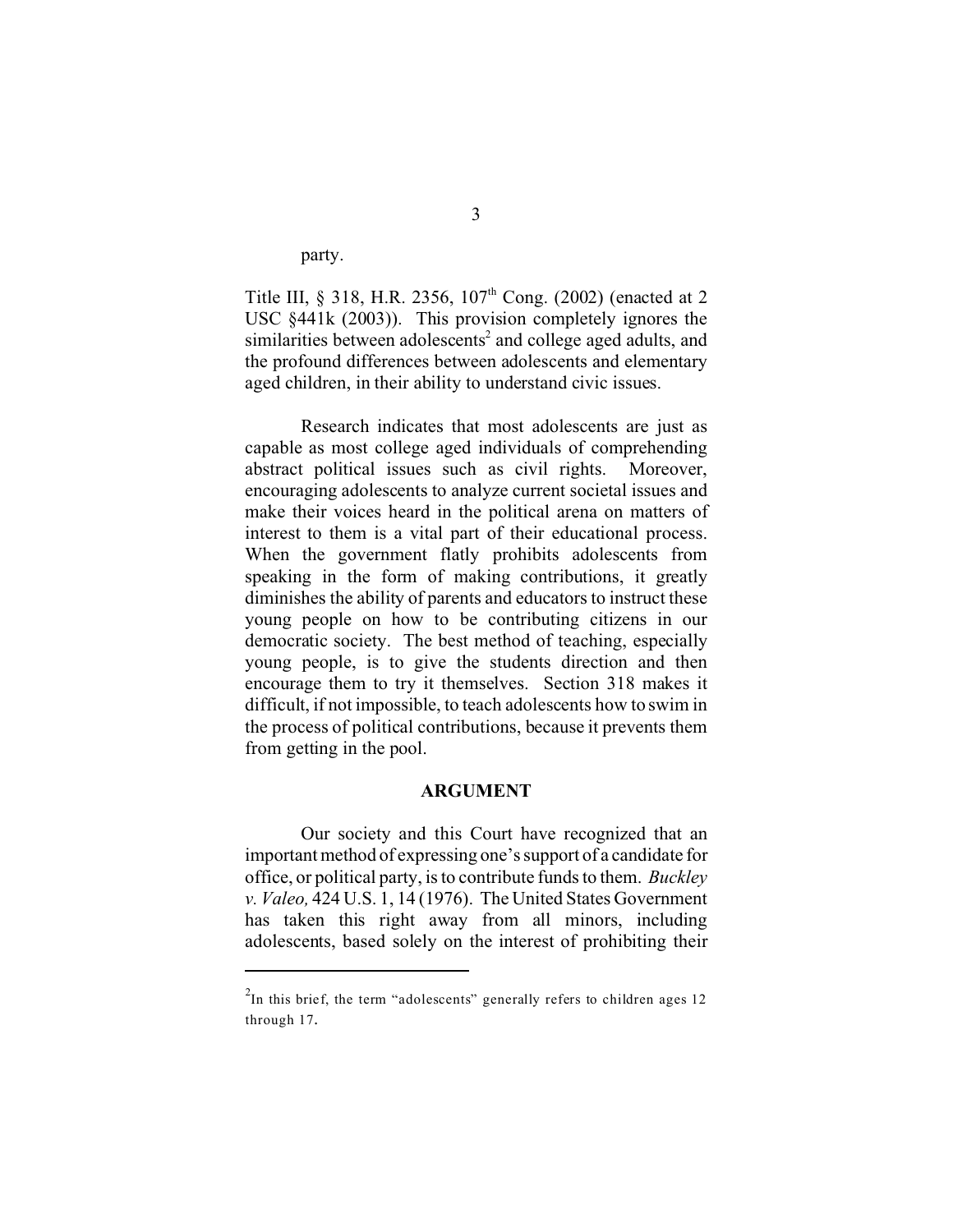party.

Title III, § 318, H.R. 2356, 107th Cong. (2002) (enacted at 2 USC §441k (2003)). This provision completely ignores the similarities between adolescents[2] and college aged adults, and the profound differences between adolescents and elementary aged children, in their ability to understand civic issues.

Research indicates that most adolescents are just as capable as most college aged individuals of comprehending abstract political issues such as civil rights. Moreover, encouraging adolescents to analyze current societal issues and make their voices heard in the political arena on matters of interest to them is a vital part of their educational process. When the government flatly prohibits adolescents from speaking in the form of making contributions, it greatly diminishes the ability of parents and educators to instruct these young people on how to be contributing citizens in our democratic society. The best method of teaching, especially young people, is to give the students direction and then encourage them to try it themselves. Section 318 makes it difficult, if not impossible, to teach adolescents how to swim in the process of political contributions, because it prevents them from getting in the pool.

## ARGUMENT

Our society and this Court have recognized that an important method of expressing one's support of a candidate for office, or political party, is to contribute funds to them. *Buckley v. Valeo,* 424 U.S. 1, 14 (1976). The United States Government has taken this right away from all minors, including adolescents, based solely on the interest of prohibiting their

[2] In this brief, the term "adolescents" generally refers to children ages 12 through 17.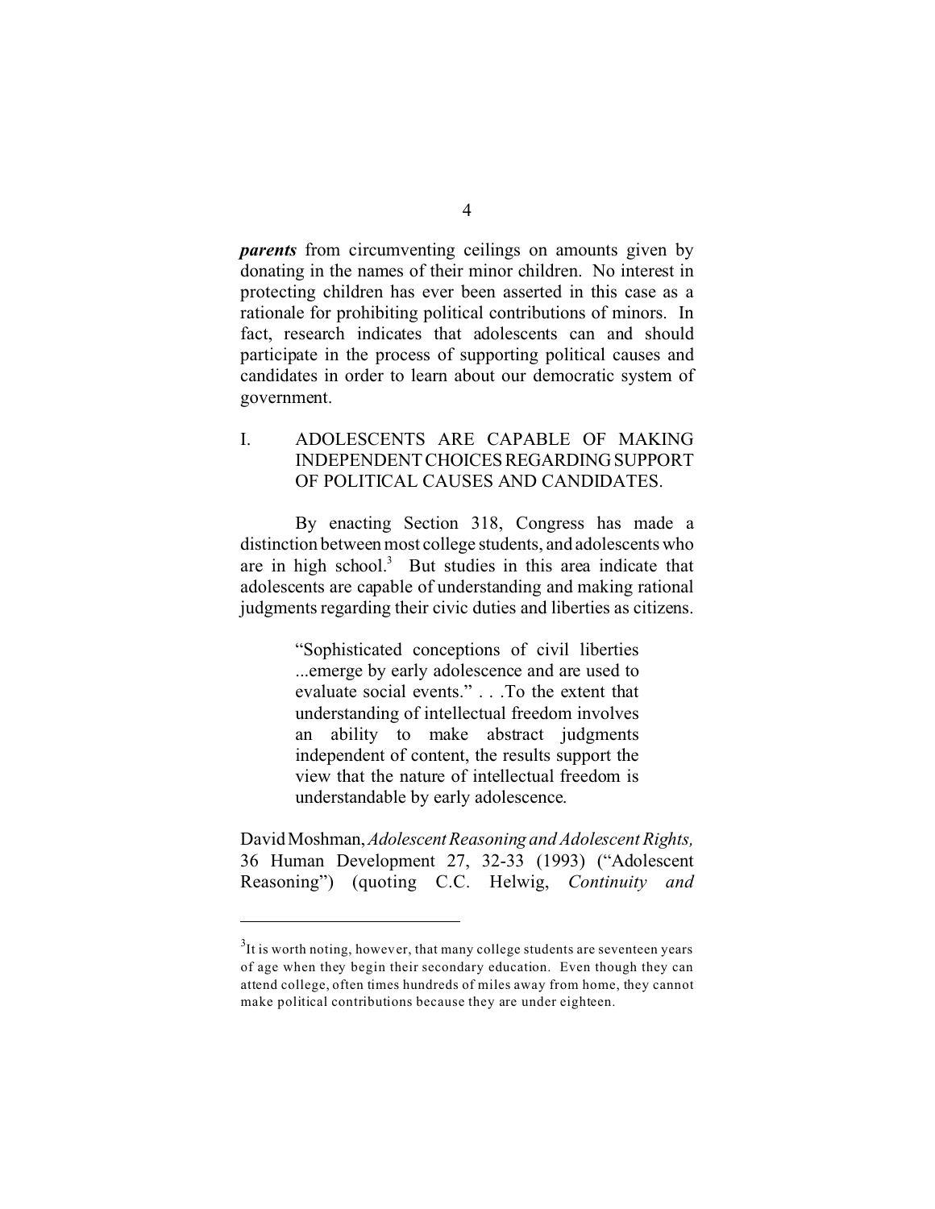***parents*** from circumventing ceilings on amounts given by donating in the names of their minor children. No interest in protecting children has ever been asserted in this case as a rationale for prohibiting political contributions of minors. In fact, research indicates that adolescents can and should participate in the process of supporting political causes and candidates in order to learn about our democratic system of government.

## I. ADOLESCENTS ARE CAPABLE OF MAKING INDEPENDENT CHOICES REGARDING SUPPORT OF POLITICAL CAUSES AND CANDIDATES.

By enacting Section 318, Congress has made a distinction between most college students, and adolescents who are in high school.[3] But studies in this area indicate that adolescents are capable of understanding and making rational judgments regarding their civic duties and liberties as citizens.

> "Sophisticated conceptions of civil liberties ...emerge by early adolescence and are used to evaluate social events." . . .To the extent that understanding of intellectual freedom involves an ability to make abstract judgments independent of content, the results support the view that the nature of intellectual freedom is understandable by early adolescence.

David Moshman, *Adolescent Reasoning and Adolescent Rights,* 36 Human Development 27, 32-33 (1993) ("Adolescent Reasoning") (quoting C.C. Helwig, *Continuity and*

---

[3]It is worth noting, however, that many college students are seventeen years of age when they begin their secondary education. Even though they can attend college, often times hundreds of miles away from home, they cannot make political contributions because they are under eighteen.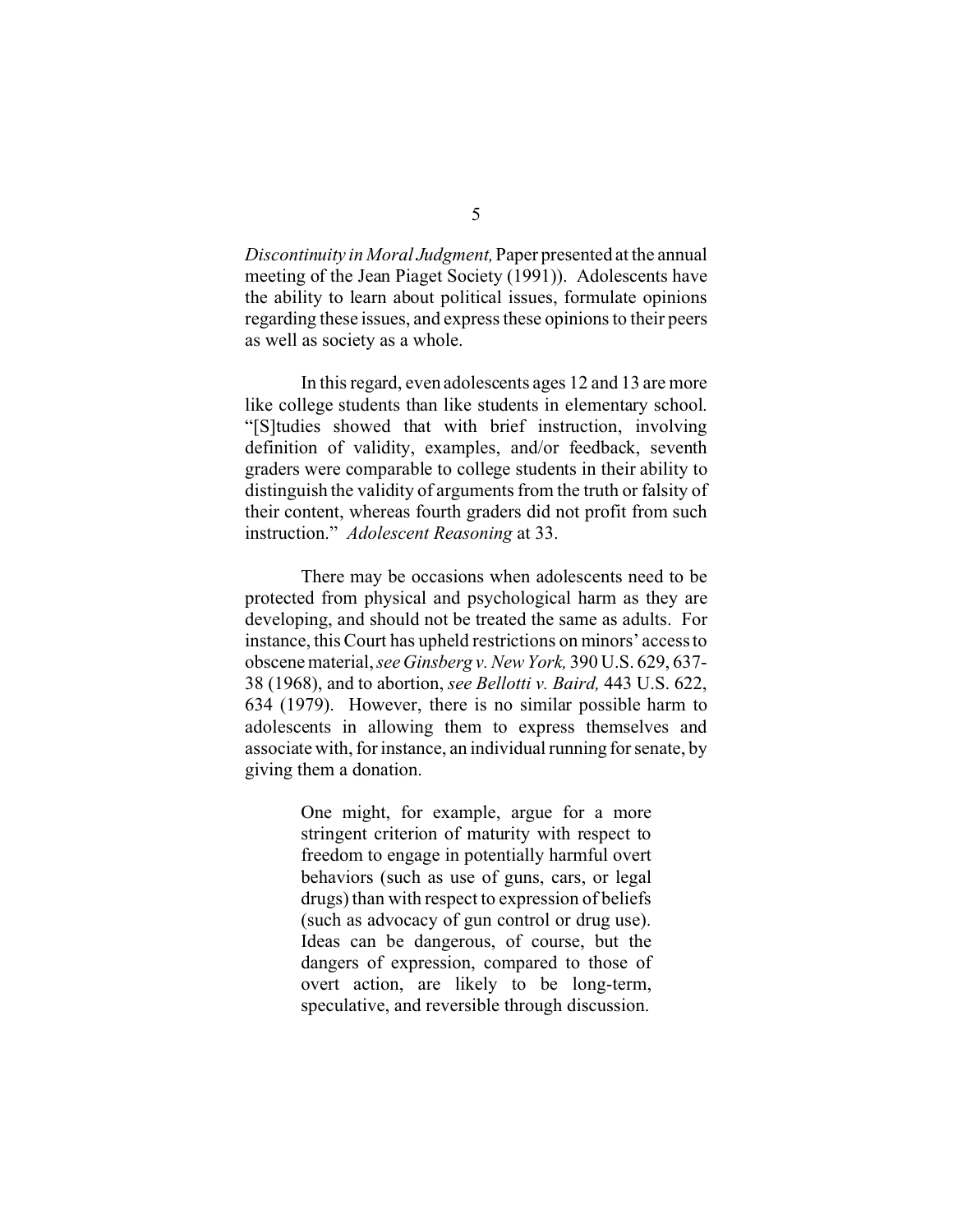*Discontinuity in Moral Judgment,* Paper presented at the annual meeting of the Jean Piaget Society (1991)). Adolescents have the ability to learn about political issues, formulate opinions regarding these issues, and express these opinions to their peers as well as society as a whole.

In this regard, even adolescents ages 12 and 13 are more like college students than like students in elementary school. "[S]tudies showed that with brief instruction, involving definition of validity, examples, and/or feedback, seventh graders were comparable to college students in their ability to distinguish the validity of arguments from the truth or falsity of their content, whereas fourth graders did not profit from such instruction." *Adolescent Reasoning* at 33.

There may be occasions when adolescents need to be protected from physical and psychological harm as they are developing, and should not be treated the same as adults. For instance, this Court has upheld restrictions on minors' access to obscene material, *see Ginsberg v. New York,* 390 U.S. 629, 637-38 (1968), and to abortion, *see Bellotti v. Baird,* 443 U.S. 622, 634 (1979). However, there is no similar possible harm to adolescents in allowing them to express themselves and associate with, for instance, an individual running for senate, by giving them a donation.

> One might, for example, argue for a more stringent criterion of maturity with respect to freedom to engage in potentially harmful overt behaviors (such as use of guns, cars, or legal drugs) than with respect to expression of beliefs (such as advocacy of gun control or drug use). Ideas can be dangerous, of course, but the dangers of expression, compared to those of overt action, are likely to be long-term, speculative, and reversible through discussion.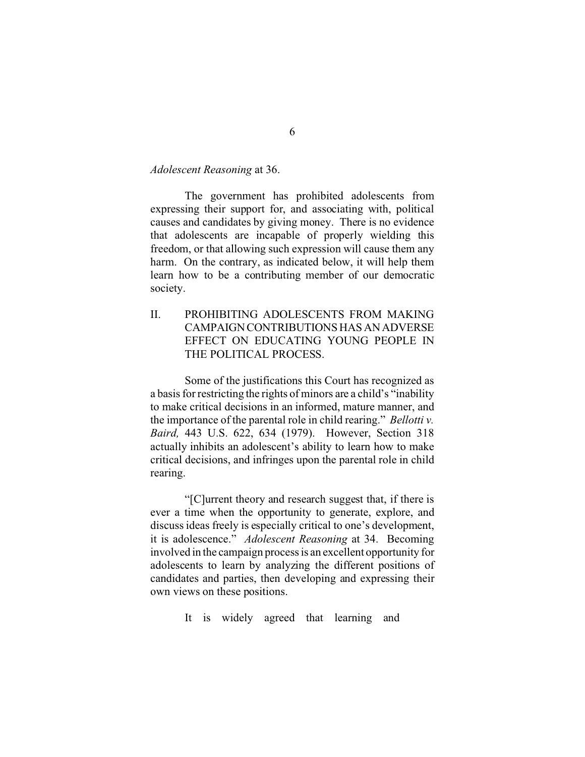*Adolescent Reasoning* at 36.

The government has prohibited adolescents from expressing their support for, and associating with, political causes and candidates by giving money. There is no evidence that adolescents are incapable of properly wielding this freedom, or that allowing such expression will cause them any harm. On the contrary, as indicated below, it will help them learn how to be a contributing member of our democratic society.

## II. PROHIBITING ADOLESCENTS FROM MAKING CAMPAIGN CONTRIBUTIONS HAS AN ADVERSE EFFECT ON EDUCATING YOUNG PEOPLE IN THE POLITICAL PROCESS.

Some of the justifications this Court has recognized as a basis for restricting the rights of minors are a child's "inability to make critical decisions in an informed, mature manner, and the importance of the parental role in child rearing." *Bellotti v. Baird,* 443 U.S. 622, 634 (1979). However, Section 318 actually inhibits an adolescent's ability to learn how to make critical decisions, and infringes upon the parental role in child rearing.

"[C]urrent theory and research suggest that, if there is ever a time when the opportunity to generate, explore, and discuss ideas freely is especially critical to one's development, it is adolescence." *Adolescent Reasoning* at 34. Becoming involved in the campaign process is an excellent opportunity for adolescents to learn by analyzing the different positions of candidates and parties, then developing and expressing their own views on these positions.

It is widely agreed that learning and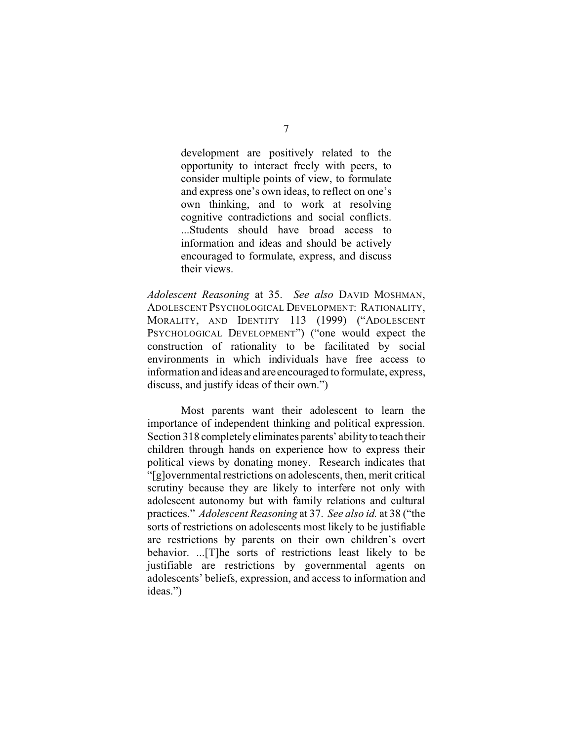> development are positively related to the opportunity to interact freely with peers, to consider multiple points of view, to formulate and express one's own ideas, to reflect on one's own thinking, and to work at resolving cognitive contradictions and social conflicts. ...Students should have broad access to information and ideas and should be actively encouraged to formulate, express, and discuss their views.

*Adolescent Reasoning* at 35. *See also* DAVID MOSHMAN, ADOLESCENT PSYCHOLOGICAL DEVELOPMENT: RATIONALITY, MORALITY, AND IDENTITY 113 (1999) ("ADOLESCENT PSYCHOLOGICAL DEVELOPMENT") ("one would expect the construction of rationality to be facilitated by social environments in which individuals have free access to information and ideas and are encouraged to formulate, express, discuss, and justify ideas of their own.")

Most parents want their adolescent to learn the importance of independent thinking and political expression. Section 318 completely eliminates parents' ability to teach their children through hands on experience how to express their political views by donating money. Research indicates that "[g]overnmental restrictions on adolescents, then, merit critical scrutiny because they are likely to interfere not only with adolescent autonomy but with family relations and cultural practices." *Adolescent Reasoning* at 37. *See also id.* at 38 ("the sorts of restrictions on adolescents most likely to be justifiable are restrictions by parents on their own children's overt behavior. ...[T]he sorts of restrictions least likely to be justifiable are restrictions by governmental agents on adolescents' beliefs, expression, and access to information and ideas.")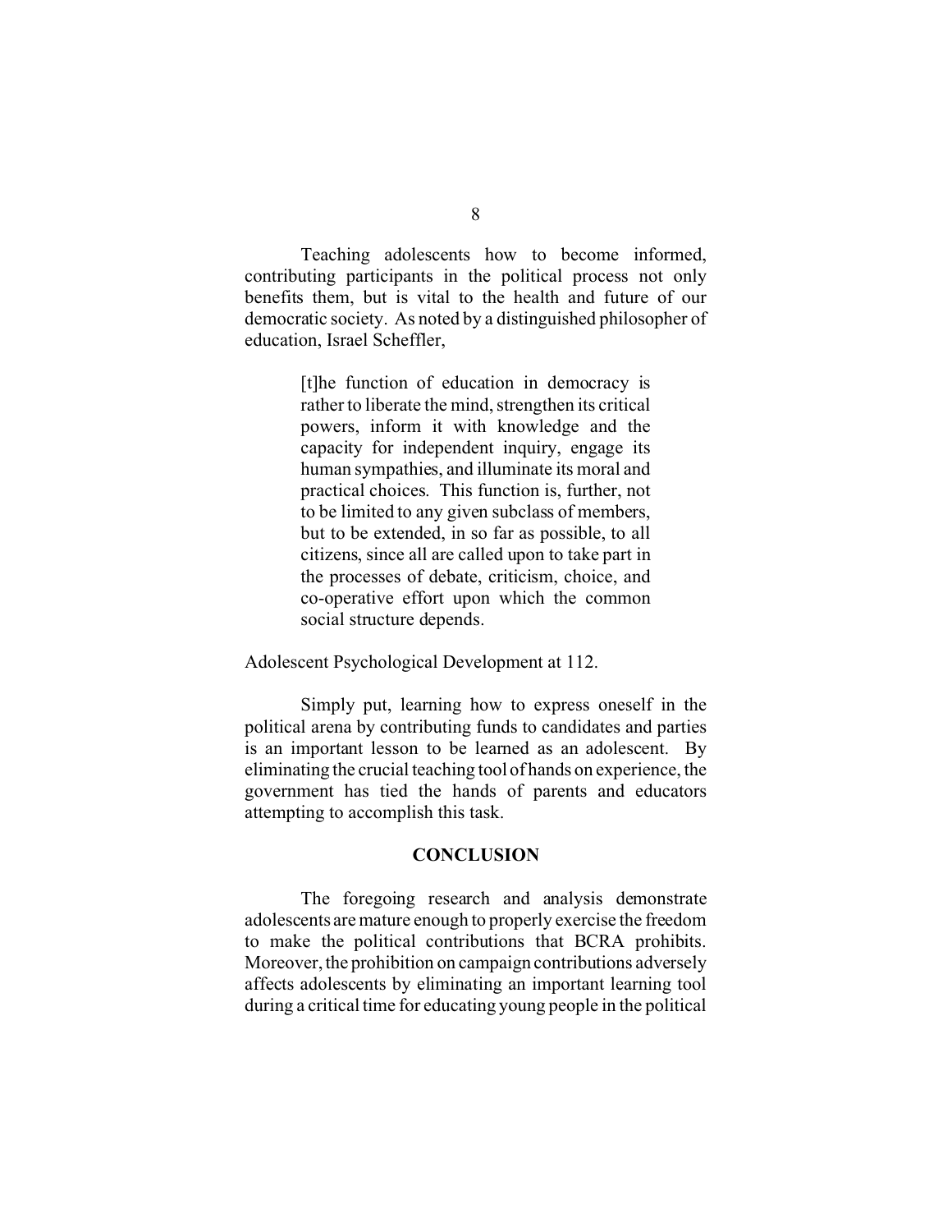Teaching adolescents how to become informed, contributing participants in the political process not only benefits them, but is vital to the health and future of our democratic society. As noted by a distinguished philosopher of education, Israel Scheffler,

> [t]he function of education in democracy is rather to liberate the mind, strengthen its critical powers, inform it with knowledge and the capacity for independent inquiry, engage its human sympathies, and illuminate its moral and practical choices. This function is, further, not to be limited to any given subclass of members, but to be extended, in so far as possible, to all citizens, since all are called upon to take part in the processes of debate, criticism, choice, and co-operative effort upon which the common social structure depends.

Adolescent Psychological Development at 112.

Simply put, learning how to express oneself in the political arena by contributing funds to candidates and parties is an important lesson to be learned as an adolescent. By eliminating the crucial teaching tool of hands on experience, the government has tied the hands of parents and educators attempting to accomplish this task.

## CONCLUSION

The foregoing research and analysis demonstrate adolescents are mature enough to properly exercise the freedom to make the political contributions that BCRA prohibits. Moreover, the prohibition on campaign contributions adversely affects adolescents by eliminating an important learning tool during a critical time for educating young people in the political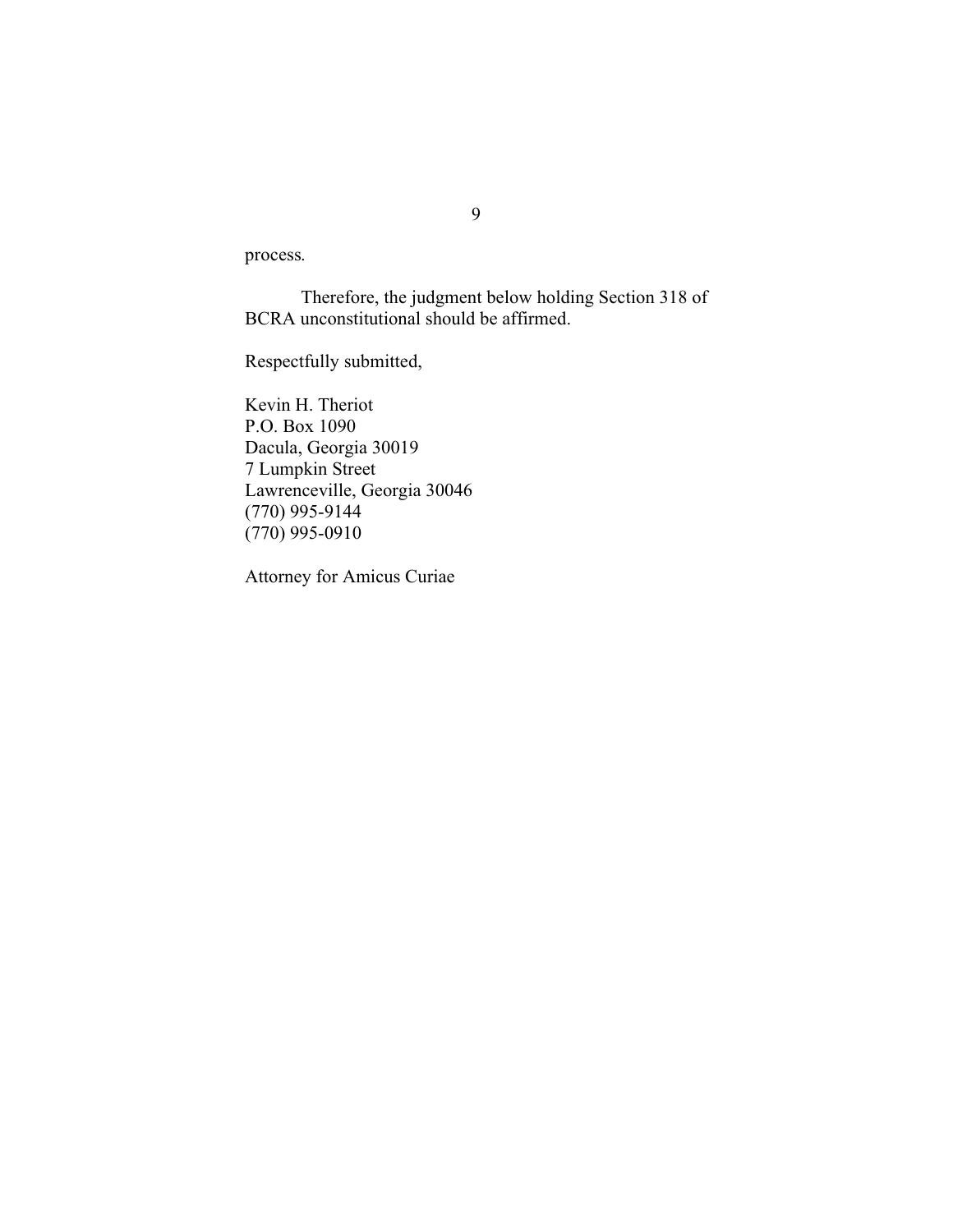process.

Therefore, the judgment below holding Section 318 of BCRA unconstitutional should be affirmed.

Respectfully submitted,

Kevin H. Theriot  
P.O. Box 1090  
Dacula, Georgia 30019  
7 Lumpkin Street  
Lawrenceville, Georgia 30046  
(770) 995-9144  
(770) 995-0910

Attorney for Amicus Curiae